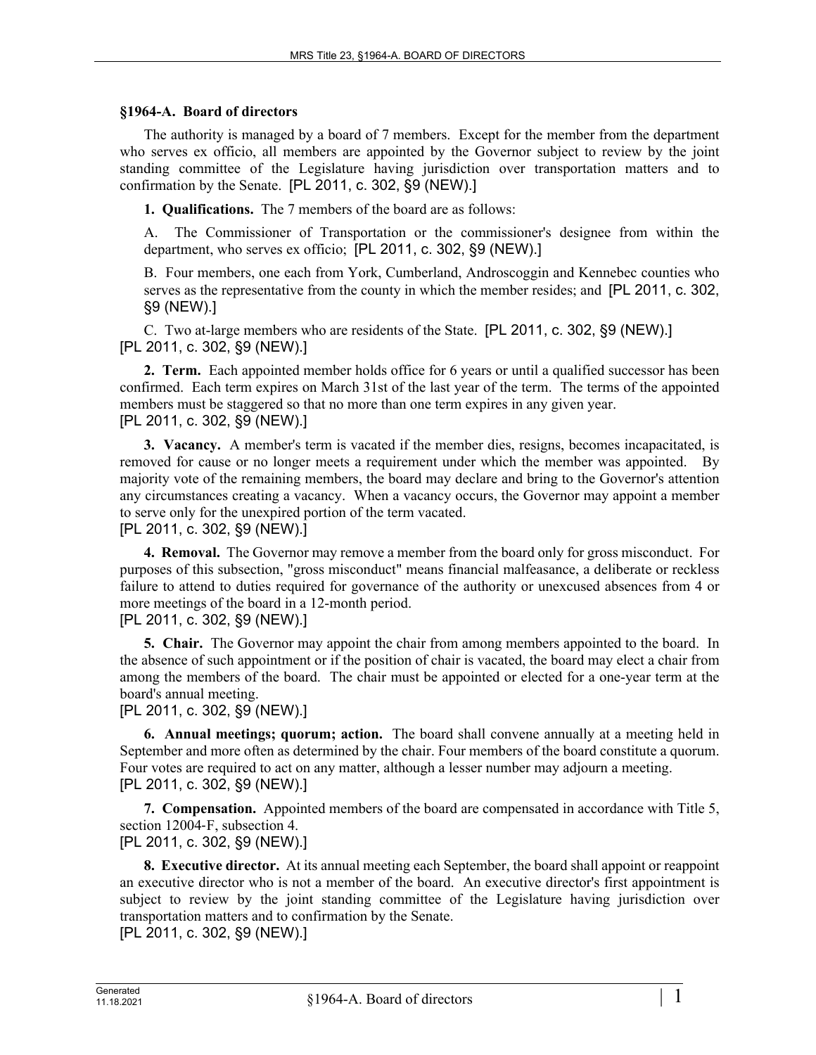### §1964-A. Board of directors

The authority is managed by a board of 7 members. Except for the member from the department who serves ex officio, all members are appointed by the Governor subject to review by the joint standing committee of the Legislature having jurisdiction over transportation matters and to confirmation by the Senate. [PL 2011, c. 302, §9 (NEW).]

**1. Qualifications.** The 7 members of the board are as follows:

A. The Commissioner of Transportation or the commissioner's designee from within the department, who serves ex officio; [PL 2011, c. 302, §9 (NEW).]

B. Four members, one each from York, Cumberland, Androscoggin and Kennebec counties who serves as the representative from the county in which the member resides; and [PL 2011, c. 302, §9 (NEW).]

C. Two at-large members who are residents of the State. [PL 2011, c. 302, §9 (NEW).]

[PL 2011, c. 302, §9 (NEW).]

**2. Term.** Each appointed member holds office for 6 years or until a qualified successor has been confirmed. Each term expires on March 31st of the last year of the term. The terms of the appointed members must be staggered so that no more than one term expires in any given year.

[PL 2011, c. 302, §9 (NEW).]

**3. Vacancy.** A member's term is vacated if the member dies, resigns, becomes incapacitated, is removed for cause or no longer meets a requirement under which the member was appointed. By majority vote of the remaining members, the board may declare and bring to the Governor's attention any circumstances creating a vacancy. When a vacancy occurs, the Governor may appoint a member to serve only for the unexpired portion of the term vacated.

[PL 2011, c. 302, §9 (NEW).]

**4. Removal.** The Governor may remove a member from the board only for gross misconduct. For purposes of this subsection, "gross misconduct" means financial malfeasance, a deliberate or reckless failure to attend to duties required for governance of the authority or unexcused absences from 4 or more meetings of the board in a 12-month period.

[PL 2011, c. 302, §9 (NEW).]

**5. Chair.** The Governor may appoint the chair from among members appointed to the board. In the absence of such appointment or if the position of chair is vacated, the board may elect a chair from among the members of the board. The chair must be appointed or elected for a one-year term at the board's annual meeting.

[PL 2011, c. 302, §9 (NEW).]

**6. Annual meetings; quorum; action.** The board shall convene annually at a meeting held in September and more often as determined by the chair. Four members of the board constitute a quorum. Four votes are required to act on any matter, although a lesser number may adjourn a meeting.

[PL 2011, c. 302, §9 (NEW).]

**7. Compensation.** Appointed members of the board are compensated in accordance with Title 5, section 12004-F, subsection 4.

[PL 2011, c. 302, §9 (NEW).]

**8. Executive director.** At its annual meeting each September, the board shall appoint or reappoint an executive director who is not a member of the board. An executive director's first appointment is subject to review by the joint standing committee of the Legislature having jurisdiction over transportation matters and to confirmation by the Senate.

[PL 2011, c. 302, §9 (NEW).]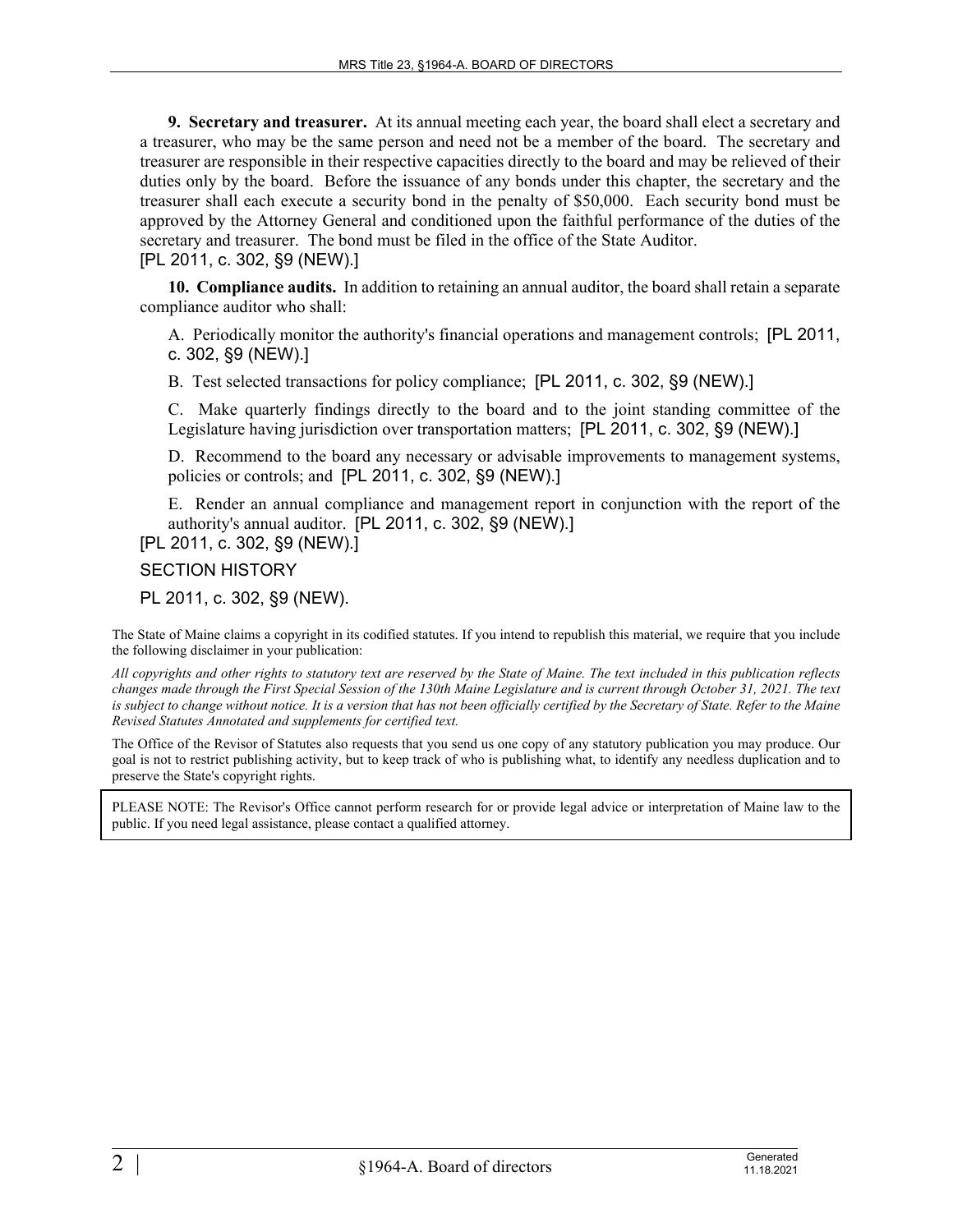**9. Secretary and treasurer.** At its annual meeting each year, the board shall elect a secretary and a treasurer, who may be the same person and need not be a member of the board. The secretary and treasurer are responsible in their respective capacities directly to the board and may be relieved of their duties only by the board. Before the issuance of any bonds under this chapter, the secretary and the treasurer shall each execute a security bond in the penalty of $50,000. Each security bond must be approved by the Attorney General and conditioned upon the faithful performance of the duties of the secretary and treasurer. The bond must be filed in the office of the State Auditor.
[PL 2011, c. 302, §9 (NEW).]

**10. Compliance audits.** In addition to retaining an annual auditor, the board shall retain a separate compliance auditor who shall:

A. Periodically monitor the authority's financial operations and management controls; [PL 2011, c. 302, §9 (NEW).]

B. Test selected transactions for policy compliance; [PL 2011, c. 302, §9 (NEW).]

C. Make quarterly findings directly to the board and to the joint standing committee of the Legislature having jurisdiction over transportation matters; [PL 2011, c. 302, §9 (NEW).]

D. Recommend to the board any necessary or advisable improvements to management systems, policies or controls; and [PL 2011, c. 302, §9 (NEW).]

E. Render an annual compliance and management report in conjunction with the report of the authority's annual auditor. [PL 2011, c. 302, §9 (NEW).]

[PL 2011, c. 302, §9 (NEW).]

SECTION HISTORY

PL 2011, c. 302, §9 (NEW).

The State of Maine claims a copyright in its codified statutes. If you intend to republish this material, we require that you include the following disclaimer in your publication:

*All copyrights and other rights to statutory text are reserved by the State of Maine. The text included in this publication reflects changes made through the First Special Session of the 130th Maine Legislature and is current through October 31, 2021. The text is subject to change without notice. It is a version that has not been officially certified by the Secretary of State. Refer to the Maine Revised Statutes Annotated and supplements for certified text.*

The Office of the Revisor of Statutes also requests that you send us one copy of any statutory publication you may produce. Our goal is not to restrict publishing activity, but to keep track of who is publishing what, to identify any needless duplication and to preserve the State's copyright rights.

PLEASE NOTE: The Revisor's Office cannot perform research for or provide legal advice or interpretation of Maine law to the public. If you need legal assistance, please contact a qualified attorney.